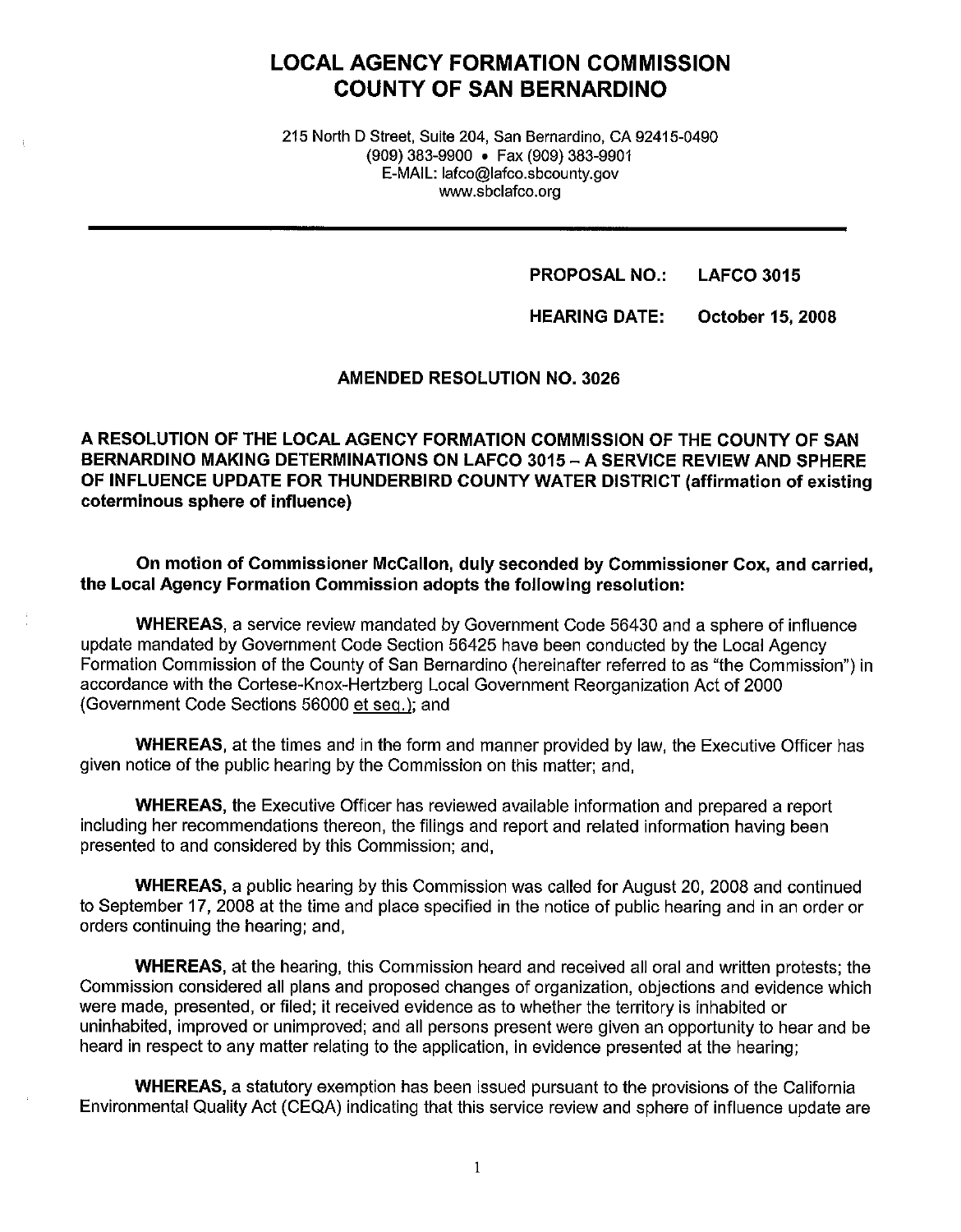# LOCAL AGENCY FORMATION COMMISSION
# COUNTY OF SAN BERNARDINO

215 North D Street, Suite 204, San Bernardino, CA 92415-0490
(909) 383-9900 • Fax (909) 383-9901
E-MAIL: lafco@lafco.sbcounty.gov
www.sbclafco.org

---

**PROPOSAL NO.: LAFCO 3015**

**HEARING DATE: October 15, 2008**

## AMENDED RESOLUTION NO. 3026

**A RESOLUTION OF THE LOCAL AGENCY FORMATION COMMISSION OF THE COUNTY OF SAN BERNARDINO MAKING DETERMINATIONS ON LAFCO 3015 – A SERVICE REVIEW AND SPHERE OF INFLUENCE UPDATE FOR THUNDERBIRD COUNTY WATER DISTRICT (affirmation of existing coterminous sphere of influence)**

**On motion of Commissioner McCallon, duly seconded by Commissioner Cox, and carried, the Local Agency Formation Commission adopts the following resolution:**

**WHEREAS**, a service review mandated by Government Code 56430 and a sphere of influence update mandated by Government Code Section 56425 have been conducted by the Local Agency Formation Commission of the County of San Bernardino (hereinafter referred to as "the Commission") in accordance with the Cortese-Knox-Hertzberg Local Government Reorganization Act of 2000 (Government Code Sections 56000 et seq.); and

**WHEREAS**, at the times and in the form and manner provided by law, the Executive Officer has given notice of the public hearing by the Commission on this matter; and,

**WHEREAS**, the Executive Officer has reviewed available information and prepared a report including her recommendations thereon, the filings and report and related information having been presented to and considered by this Commission; and,

**WHEREAS**, a public hearing by this Commission was called for August 20, 2008 and continued to September 17, 2008 at the time and place specified in the notice of public hearing and in an order or orders continuing the hearing; and,

**WHEREAS**, at the hearing, this Commission heard and received all oral and written protests; the Commission considered all plans and proposed changes of organization, objections and evidence which were made, presented, or filed; it received evidence as to whether the territory is inhabited or uninhabited, improved or unimproved; and all persons present were given an opportunity to hear and be heard in respect to any matter relating to the application, in evidence presented at the hearing;

**WHEREAS**, a statutory exemption has been issued pursuant to the provisions of the California Environmental Quality Act (CEQA) indicating that this service review and sphere of influence update are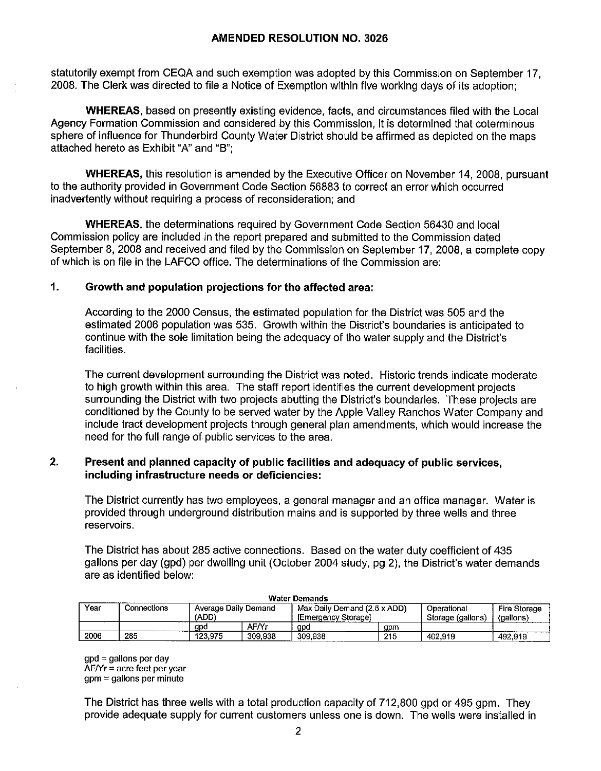statutorily exempt from CEQA and such exemption was adopted by this Commission on September 17, 2008. The Clerk was directed to file a Notice of Exemption within five working days of its adoption;

**WHEREAS**, based on presently existing evidence, facts, and circumstances filed with the Local Agency Formation Commission and considered by this Commission, it is determined that coterminous sphere of influence for Thunderbird County Water District should be affirmed as depicted on the maps attached hereto as Exhibit "A" and "B";

**WHEREAS,** this resolution is amended by the Executive Officer on November 14, 2008, pursuant to the authority provided in Government Code Section 56883 to correct an error which occurred inadvertently without requiring a process of reconsideration; and

**WHEREAS,** the determinations required by Government Code Section 56430 and local Commission policy are included in the report prepared and submitted to the Commission dated September 8, 2008 and received and filed by the Commission on September 17, 2008, a complete copy of which is on file in the LAFCO office. The determinations of the Commission are:

## 1. Growth and population projections for the affected area:

According to the 2000 Census, the estimated population for the District was 505 and the estimated 2006 population was 535. Growth within the District's boundaries is anticipated to continue with the sole limitation being the adequacy of the water supply and the District's facilities.

The current development surrounding the District was noted. Historic trends indicate moderate to high growth within this area. The staff report identifies the current development projects surrounding the District with two projects abutting the District's boundaries. These projects are conditioned by the County to be served water by the Apple Valley Ranchos Water Company and include tract development projects through general plan amendments, which would increase the need for the full range of public services to the area.

## 2. Present and planned capacity of public facilities and adequacy of public services, including infrastructure needs or deficiencies:

The District currently has two employees, a general manager and an office manager. Water is provided through underground distribution mains and is supported by three wells and three reservoirs.

The District has about 285 active connections. Based on the water duty coefficient of 435 gallons per day (gpd) per dwelling unit (October 2004 study, pg 2), the District's water demands are as identified below:

**Water Demands**

| Year | Connections | Average Daily Demand (ADD) | | Max Daily Demand (2.5 x ADD) [Emergency Storage] | | Operational Storage (gallons) | Fire Storage (gallons) |
|---|---|---|---|---|---|---|---|
| | | gpd | AF/Yr | gpd | gpm | | |
| 2006 | 285 | 123,975 | 309,938 | 309,938 | 215 | 402,919 | 492,919 |

gpd = gallons per day
AF/Yr = acre feet per year
gpm = gallons per minute

The District has three wells with a total production capacity of 712,800 gpd or 495 gpm. They provide adequate supply for current customers unless one is down. The wells were installed in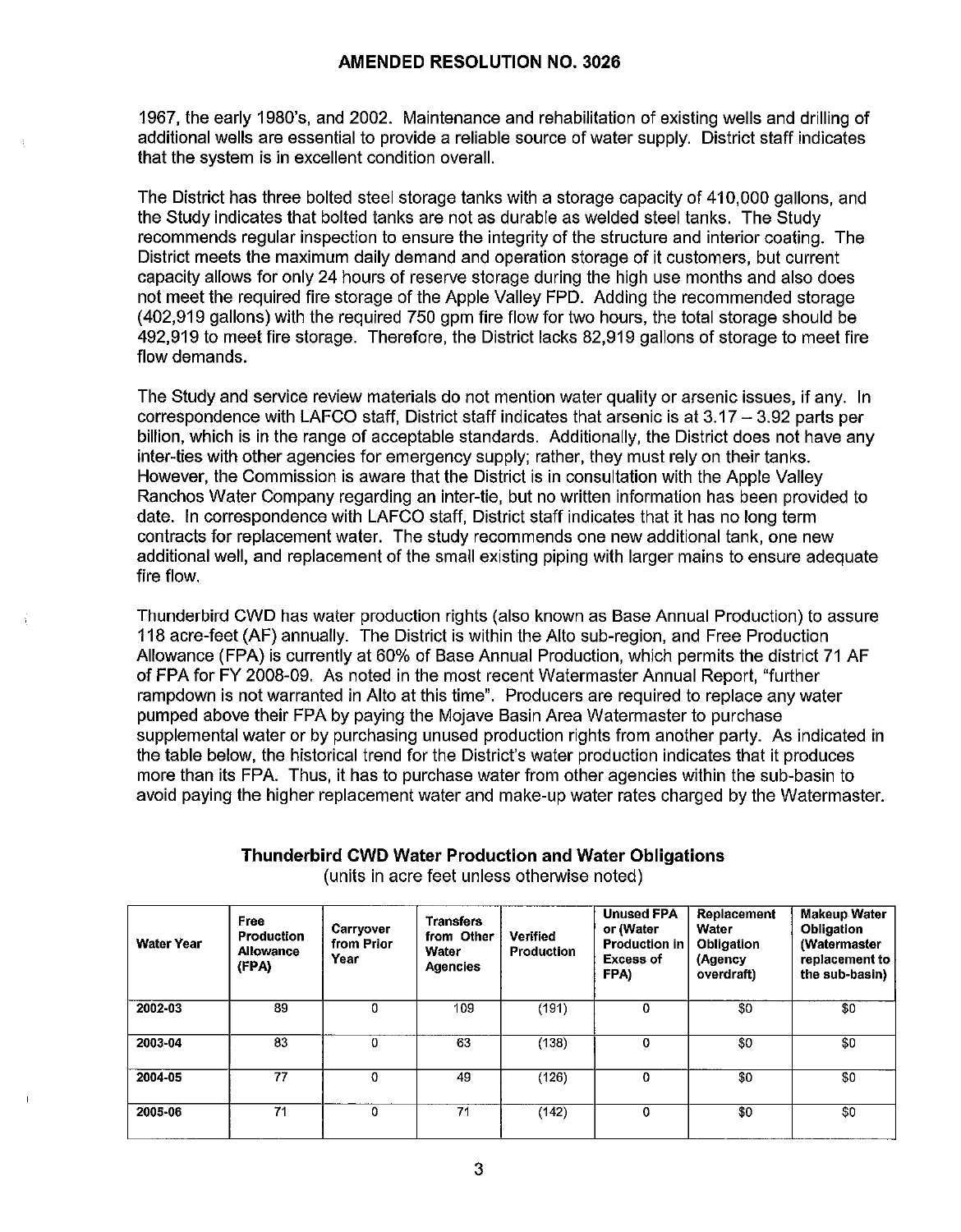## AMENDED RESOLUTION NO. 3026

1967, the early 1980's, and 2002. Maintenance and rehabilitation of existing wells and drilling of additional wells are essential to provide a reliable source of water supply. District staff indicates that the system is in excellent condition overall.

The District has three bolted steel storage tanks with a storage capacity of 410,000 gallons, and the Study indicates that bolted tanks are not as durable as welded steel tanks. The Study recommends regular inspection to ensure the integrity of the structure and interior coating. The District meets the maximum daily demand and operation storage of it customers, but current capacity allows for only 24 hours of reserve storage during the high use months and also does not meet the required fire storage of the Apple Valley FPD. Adding the recommended storage (402,919 gallons) with the required 750 gpm fire flow for two hours, the total storage should be 492,919 to meet fire storage. Therefore, the District lacks 82,919 gallons of storage to meet fire flow demands.

The Study and service review materials do not mention water quality or arsenic issues, if any. In correspondence with LAFCO staff, District staff indicates that arsenic is at 3.17 – 3.92 parts per billion, which is in the range of acceptable standards. Additionally, the District does not have any inter-ties with other agencies for emergency supply; rather, they must rely on their tanks. However, the Commission is aware that the District is in consultation with the Apple Valley Ranchos Water Company regarding an inter-tie, but no written information has been provided to date. In correspondence with LAFCO staff, District staff indicates that it has no long term contracts for replacement water. The study recommends one new additional tank, one new additional well, and replacement of the small existing piping with larger mains to ensure adequate fire flow.

Thunderbird CWD has water production rights (also known as Base Annual Production) to assure 118 acre-feet (AF) annually. The District is within the Alto sub-region, and Free Production Allowance (FPA) is currently at 60% of Base Annual Production, which permits the district 71 AF of FPA for FY 2008-09. As noted in the most recent Watermaster Annual Report, "further rampdown is not warranted in Alto at this time". Producers are required to replace any water pumped above their FPA by paying the Mojave Basin Area Watermaster to purchase supplemental water or by purchasing unused production rights from another party. As indicated in the table below, the historical trend for the District's water production indicates that it produces more than its FPA. Thus, it has to purchase water from other agencies within the sub-basin to avoid paying the higher replacement water and make-up water rates charged by the Watermaster.

**Thunderbird CWD Water Production and Water Obligations**
(units in acre feet unless otherwise noted)

| Water Year | Free Production Allowance (FPA) | Carryover from Prior Year | Transfers from Other Water Agencies | Verified Production | Unused FPA or (Water Production in Excess of FPA) | Replacement Water Obligation (Agency overdraft) | Makeup Water Obligation (Watermaster replacement to the sub-basin) |
|---|---|---|---|---|---|---|---|
| 2002-03 | 89 | 0 | 109 | (191) | 0 | $0 | $0 |
| 2003-04 | 83 | 0 | 63 | (138) | 0 | $0 | $0 |
| 2004-05 | 77 | 0 | 49 | (126) | 0 | $0 | $0 |
| 2005-06 | 71 | 0 | 71 | (142) | 0 | $0 | $0 |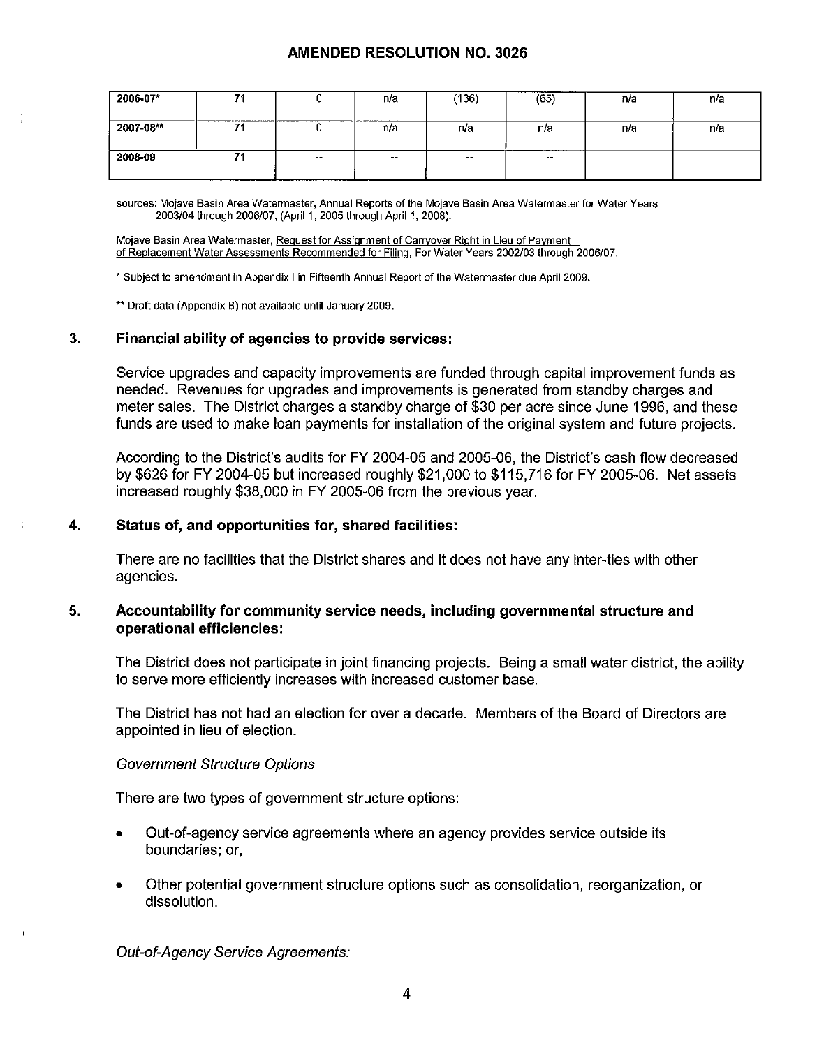## AMENDED RESOLUTION NO. 3026

| | | | | | | | |
|---|---|---|---|---|---|---|---|
| 2006-07* | 71 | 0 | n/a | (136) | (65) | n/a | n/a |
| 2007-08** | 71 | 0 | n/a | n/a | n/a | n/a | n/a |
| 2008-09 | 71 | -- | -- | -- | -- | -- | -- |

sources: Mojave Basin Area Watermaster, Annual Reports of the Mojave Basin Area Watermaster for Water Years 2003/04 through 2006/07, (April 1, 2005 through April 1, 2008).

Mojave Basin Area Watermaster, Request for Assignment of Carryover Right In Lieu of Payment of Replacement Water Assessments Recommended for Filing, For Water Years 2002/03 through 2006/07.

* Subject to amendment in Appendix I in Fifteenth Annual Report of the Watermaster due April 2009.

** Draft data (Appendix B) not available until January 2009.

### 3. Financial ability of agencies to provide services:

Service upgrades and capacity improvements are funded through capital improvement funds as needed. Revenues for upgrades and improvements is generated from standby charges and meter sales. The District charges a standby charge of $30 per acre since June 1996, and these funds are used to make loan payments for installation of the original system and future projects.

According to the District's audits for FY 2004-05 and 2005-06, the District's cash flow decreased by $626 for FY 2004-05 but increased roughly $21,000 to $115,716 for FY 2005-06. Net assets increased roughly $38,000 in FY 2005-06 from the previous year.

### 4. Status of, and opportunities for, shared facilities:

There are no facilities that the District shares and it does not have any inter-ties with other agencies.

### 5. Accountability for community service needs, including governmental structure and operational efficiencies:

The District does not participate in joint financing projects. Being a small water district, the ability to serve more efficiently increases with increased customer base.

The District has not had an election for over a decade. Members of the Board of Directors are appointed in lieu of election.

*Government Structure Options*

There are two types of government structure options:

- Out-of-agency service agreements where an agency provides service outside its boundaries; or,
- Other potential government structure options such as consolidation, reorganization, or dissolution.

*Out-of-Agency Service Agreements:*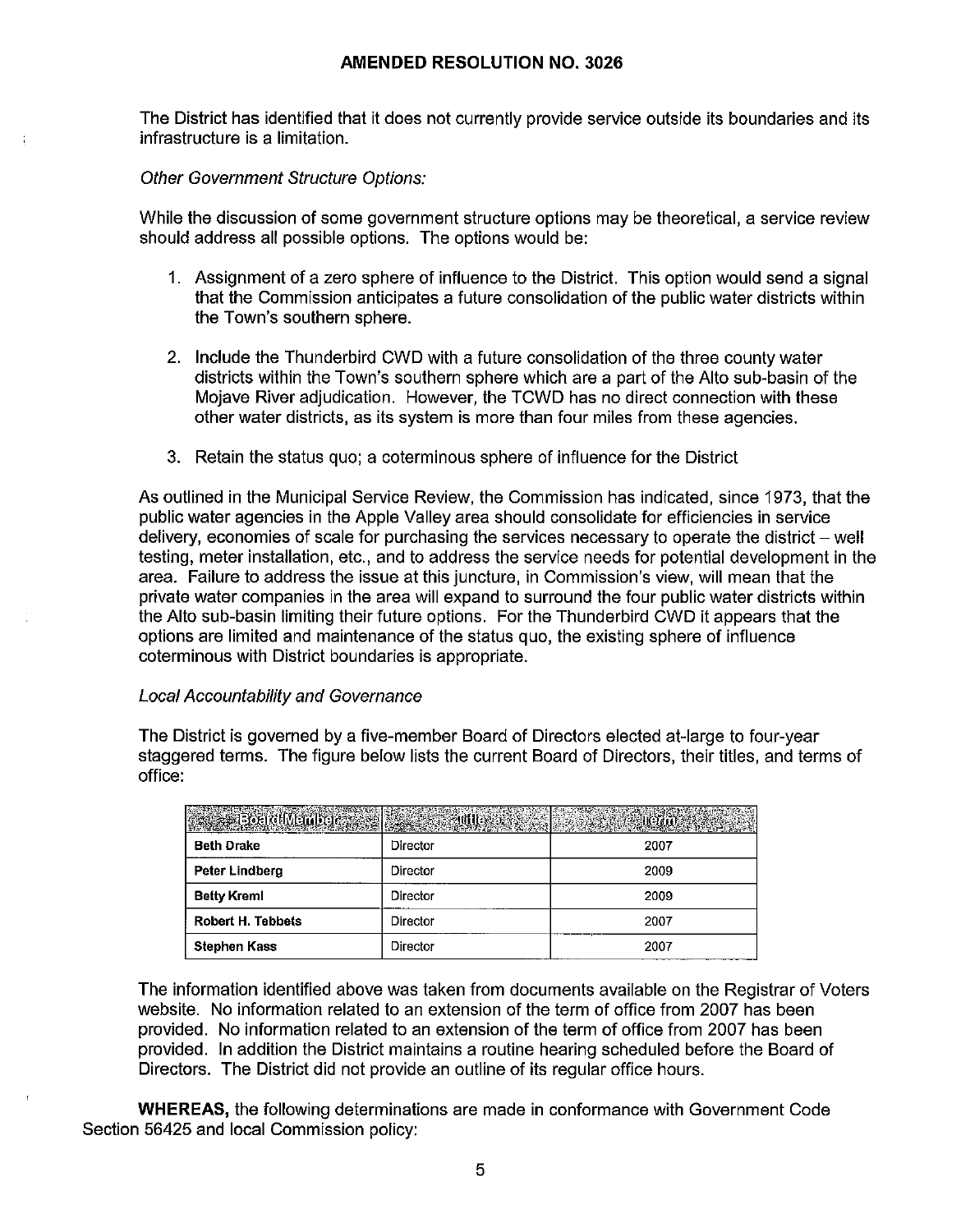**AMENDED RESOLUTION NO. 3026**

The District has identified that it does not currently provide service outside its boundaries and its infrastructure is a limitation.

*Other Government Structure Options:*

While the discussion of some government structure options may be theoretical, a service review should address all possible options. The options would be:

1. Assignment of a zero sphere of influence to the District. This option would send a signal that the Commission anticipates a future consolidation of the public water districts within the Town's southern sphere.

2. Include the Thunderbird CWD with a future consolidation of the three county water districts within the Town's southern sphere which are a part of the Alto sub-basin of the Mojave River adjudication. However, the TCWD has no direct connection with these other water districts, as its system is more than four miles from these agencies.

3. Retain the status quo; a coterminous sphere of influence for the District

As outlined in the Municipal Service Review, the Commission has indicated, since 1973, that the public water agencies in the Apple Valley area should consolidate for efficiencies in service delivery, economies of scale for purchasing the services necessary to operate the district – well testing, meter installation, etc., and to address the service needs for potential development in the area. Failure to address the issue at this juncture, in Commission's view, will mean that the private water companies in the area will expand to surround the four public water districts within the Alto sub-basin limiting their future options. For the Thunderbird CWD it appears that the options are limited and maintenance of the status quo, the existing sphere of influence coterminous with District boundaries is appropriate.

*Local Accountability and Governance*

The District is governed by a five-member Board of Directors elected at-large to four-year staggered terms. The figure below lists the current Board of Directors, their titles, and terms of office:

| Board Member | Title | Term |
|---|---|---|
| **Beth Drake** | Director | 2007 |
| **Peter Lindberg** | Director | 2009 |
| **Betty Kreml** | Director | 2009 |
| **Robert H. Tebbets** | Director | 2007 |
| **Stephen Kass** | Director | 2007 |

The information identified above was taken from documents available on the Registrar of Voters website. No information related to an extension of the term of office from 2007 has been provided. No information related to an extension of the term of office from 2007 has been provided. In addition the District maintains a routine hearing scheduled before the Board of Directors. The District did not provide an outline of its regular office hours.

**WHEREAS,** the following determinations are made in conformance with Government Code Section 56425 and local Commission policy: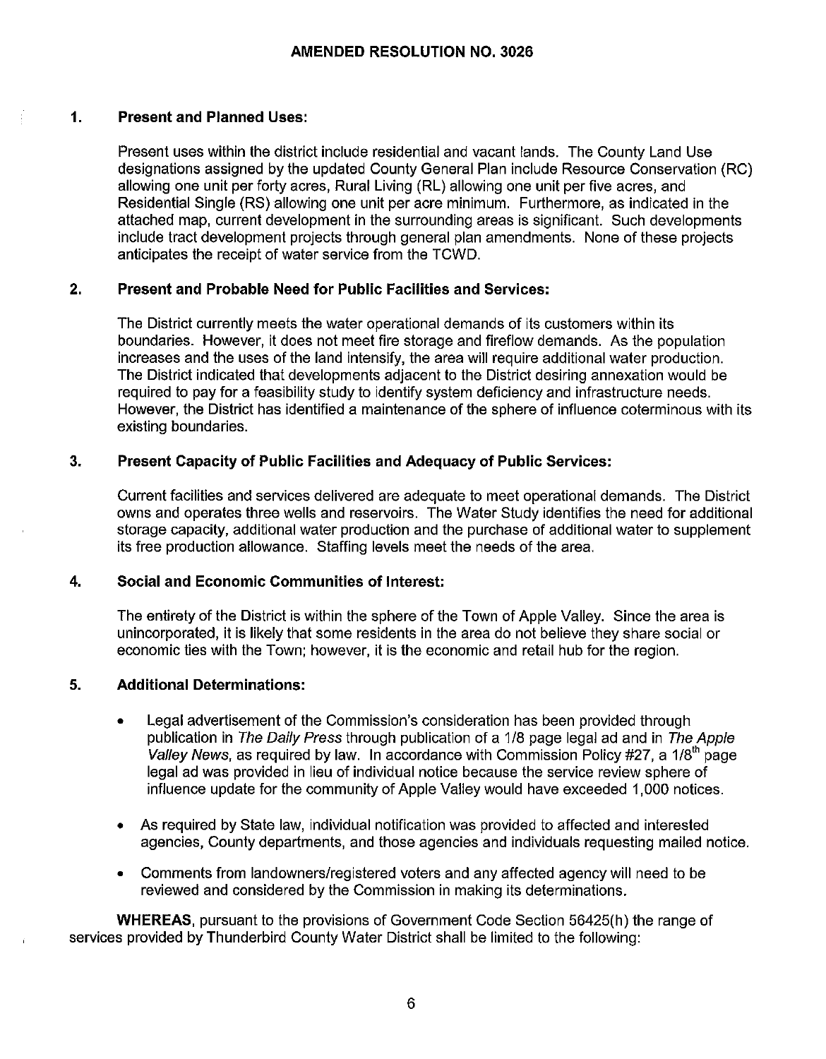## AMENDED RESOLUTION NO. 3026

### 1. Present and Planned Uses:

Present uses within the district include residential and vacant lands. The County Land Use designations assigned by the updated County General Plan include Resource Conservation (RC) allowing one unit per forty acres, Rural Living (RL) allowing one unit per five acres, and Residential Single (RS) allowing one unit per acre minimum. Furthermore, as indicated in the attached map, current development in the surrounding areas is significant. Such developments include tract development projects through general plan amendments. None of these projects anticipates the receipt of water service from the TCWD.

### 2. Present and Probable Need for Public Facilities and Services:

The District currently meets the water operational demands of its customers within its boundaries. However, it does not meet fire storage and fireflow demands. As the population increases and the uses of the land intensify, the area will require additional water production. The District indicated that developments adjacent to the District desiring annexation would be required to pay for a feasibility study to identify system deficiency and infrastructure needs. However, the District has identified a maintenance of the sphere of influence coterminous with its existing boundaries.

### 3. Present Capacity of Public Facilities and Adequacy of Public Services:

Current facilities and services delivered are adequate to meet operational demands. The District owns and operates three wells and reservoirs. The Water Study identifies the need for additional storage capacity, additional water production and the purchase of additional water to supplement its free production allowance. Staffing levels meet the needs of the area.

### 4. Social and Economic Communities of Interest:

The entirety of the District is within the sphere of the Town of Apple Valley. Since the area is unincorporated, it is likely that some residents in the area do not believe they share social or economic ties with the Town; however, it is the economic and retail hub for the region.

### 5. Additional Determinations:

- Legal advertisement of the Commission's consideration has been provided through publication in *The Daily Press* through publication of a 1/8 page legal ad and in *The Apple Valley News*, as required by law. In accordance with Commission Policy #27, a 1/8$^{th}$ page legal ad was provided in lieu of individual notice because the service review sphere of influence update for the community of Apple Valley would have exceeded 1,000 notices.
- As required by State law, individual notification was provided to affected and interested agencies, County departments, and those agencies and individuals requesting mailed notice.
- Comments from landowners/registered voters and any affected agency will need to be reviewed and considered by the Commission in making its determinations.

**WHEREAS**, pursuant to the provisions of Government Code Section 56425(h) the range of services provided by Thunderbird County Water District shall be limited to the following: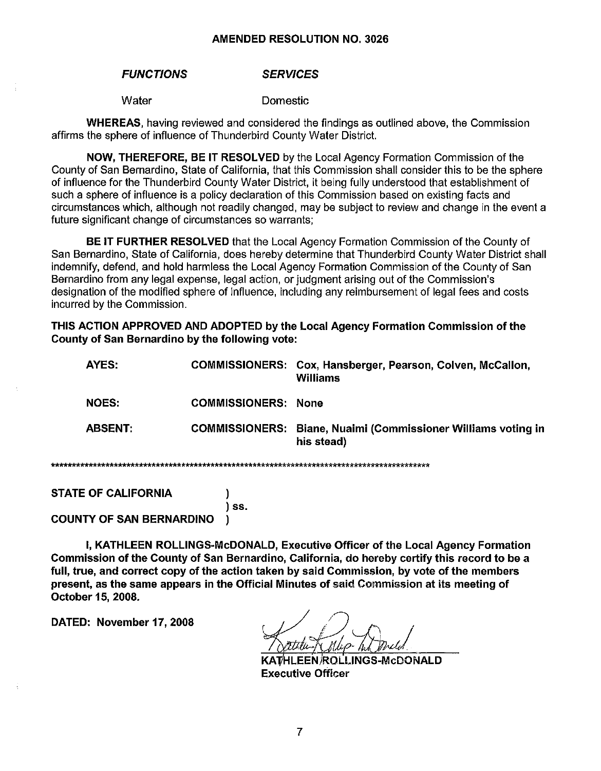**AMENDED RESOLUTION NO. 3026**

| ***FUNCTIONS*** | ***SERVICES*** |
|---|---|
| Water | Domestic |

**WHEREAS**, having reviewed and considered the findings as outlined above, the Commission affirms the sphere of influence of Thunderbird County Water District.

**NOW, THEREFORE, BE IT RESOLVED** by the Local Agency Formation Commission of the County of San Bernardino, State of California, that this Commission shall consider this to be the sphere of influence for the Thunderbird County Water District, it being fully understood that establishment of such a sphere of influence is a policy declaration of this Commission based on existing facts and circumstances which, although not readily changed, may be subject to review and change in the event a future significant change of circumstances so warrants;

**BE IT FURTHER RESOLVED** that the Local Agency Formation Commission of the County of San Bernardino, State of California, does hereby determine that Thunderbird County Water District shall indemnify, defend, and hold harmless the Local Agency Formation Commission of the County of San Bernardino from any legal expense, legal action, or judgment arising out of the Commission's designation of the modified sphere of influence, including any reimbursement of legal fees and costs incurred by the Commission.

**THIS ACTION APPROVED AND ADOPTED by the Local Agency Formation Commission of the County of San Bernardino by the following vote:**

| | | |
|---|---|---|
| **AYES:** | **COMMISSIONERS:** | **Cox, Hansberger, Pearson, Colven, McCallon, Williams** |
| **NOES:** | **COMMISSIONERS:** | **None** |
| **ABSENT:** | **COMMISSIONERS:** | **Biane, Nuaimi (Commissioner Williams voting in his stead)** |

*******************************************************************************************

**STATE OF CALIFORNIA** )
) **ss.**
**COUNTY OF SAN BERNARDINO** )

**I, KATHLEEN ROLLINGS-McDONALD, Executive Officer of the Local Agency Formation Commission of the County of San Bernardino, California, do hereby certify this record to be a full, true, and correct copy of the action taken by said Commission, by vote of the members present, as the same appears in the Official Minutes of said Commission at its meeting of October 15, 2008.**

**DATED: November 17, 2008**

**KATHLEEN ROLLINGS-McDONALD**
**Executive Officer**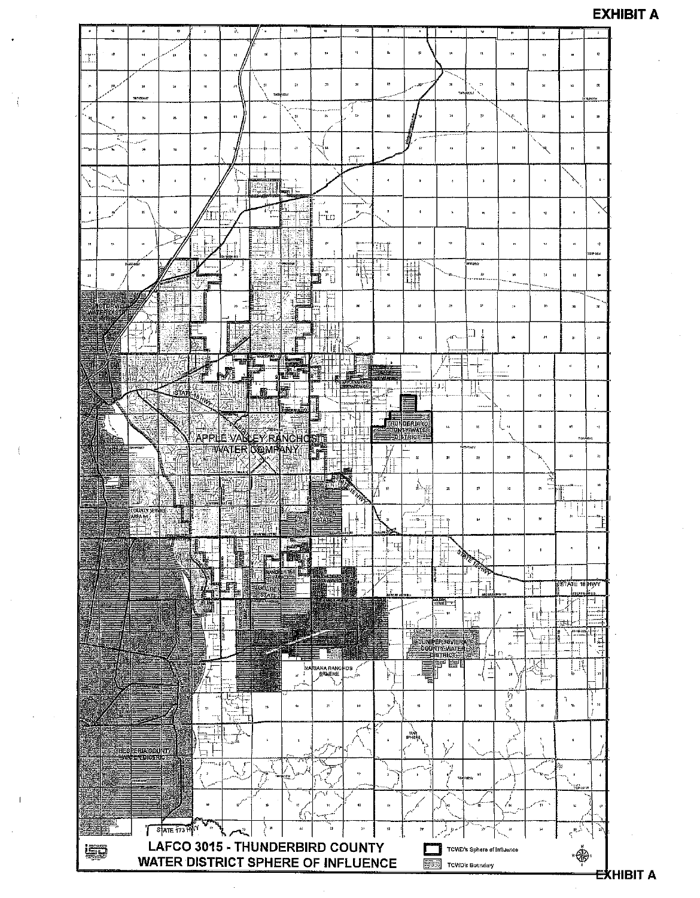**EXHIBIT A**

VICTORVILLE WATER DISTRICT

STATE 18 HWY

APPLE VALLEY RANCHOS WATER COMPANY

THUNDERBIRD COUNTY WATER DISTRICT

COUNTY SERVICE AREA 64

GOLDEN STATE

RANCHERIAS GOLDEN STATE

STATE 18 HWY

JUNIPER RIVIERA COUNTY WATER DISTRICT

MARIANA RANCHOS SPHERE

HESPERIA COUNTY WATER DISTRICT

STATE 173 HWY

# LAFCO 3015 - THUNDERBIRD COUNTY WATER DISTRICT SPHERE OF INFLUENCE

TCWD's Sphere of Influence

TCWD's Boundary

**EXHIBIT A**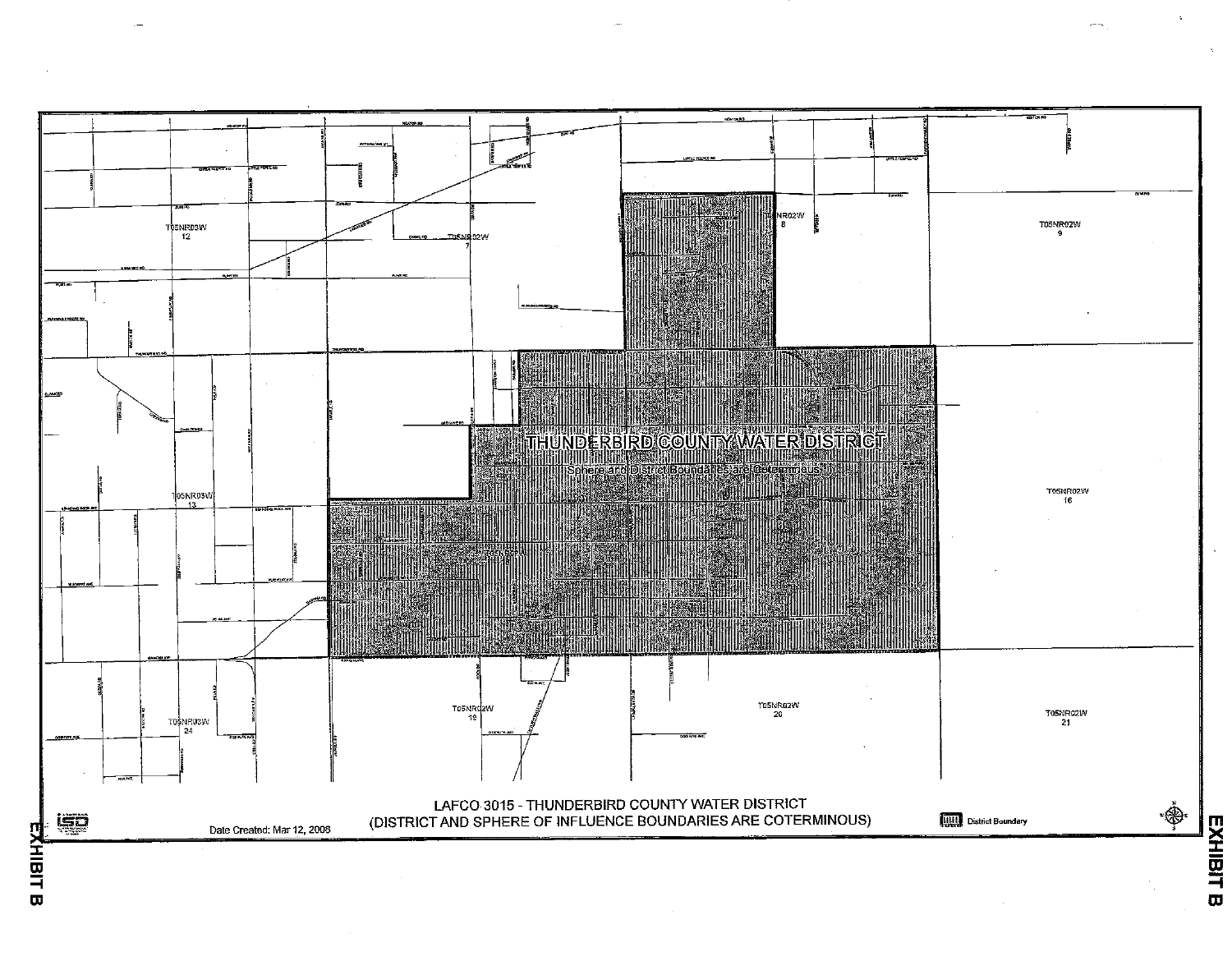THUNDERBIRD COUNTY WATER DISTRICT

Sphere and District Boundaries are Coterminous

T05NR03W 12

T05NR02W 7

T05NR02W 8

T05NR02W 9

T05NR03W 13

T05NR02W 16

T05NR03W 24

T05NR02W 19

T05NR02W 20

T05NR02W 21

LAFCO 3015 - THUNDERBIRD COUNTY WATER DISTRICT

(DISTRICT AND SPHERE OF INFLUENCE BOUNDARIES ARE COTERMINOUS)

Date Created: Mar 12, 2008

District Boundary

EXHIBIT B